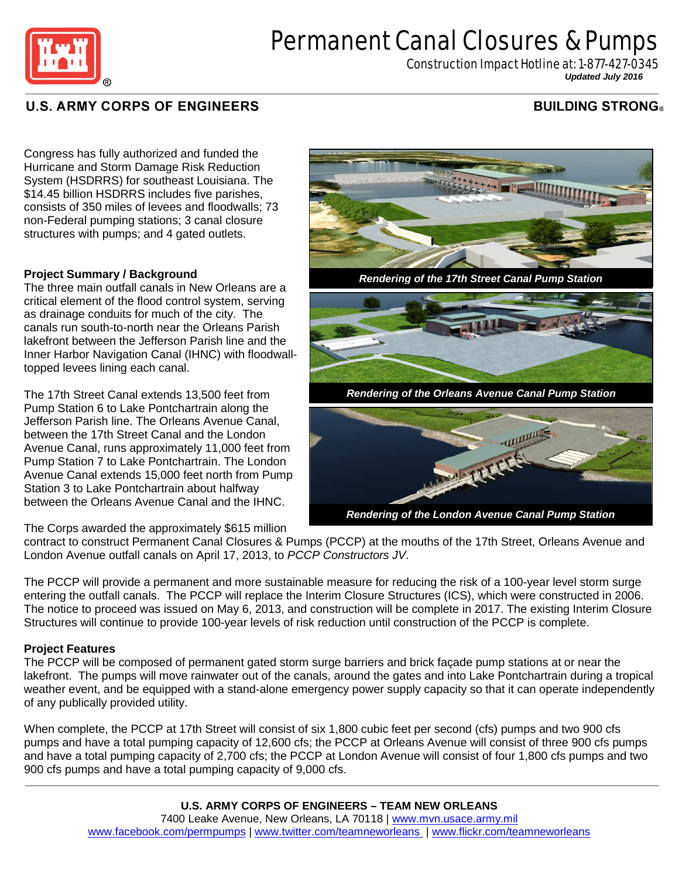# Permanent Canal Closures & Pumps

Construction Impact Hotline at: 1-877-427-0345

*Updated July 2016*

**U.S. ARMY CORPS OF ENGINEERS** **BUILDING STRONG®**

Congress has fully authorized and funded the Hurricane and Storm Damage Risk Reduction System (HSDRRS) for southeast Louisiana. The $14.45 billion HSDRRS includes five parishes, consists of 350 miles of levees and floodwalls; 73 non-Federal pumping stations; 3 canal closure structures with pumps; and 4 gated outlets.

***Rendering of the 17th Street Canal Pump Station***

***Rendering of the Orleans Avenue Canal Pump Station***

***Rendering of the London Avenue Canal Pump Station***

**Project Summary / Background**

The three main outfall canals in New Orleans are a critical element of the flood control system, serving as drainage conduits for much of the city. The canals run south-to-north near the Orleans Parish lakefront between the Jefferson Parish line and the Inner Harbor Navigation Canal (IHNC) with floodwall-topped levees lining each canal.

The 17th Street Canal extends 13,500 feet from Pump Station 6 to Lake Pontchartrain along the Jefferson Parish line. The Orleans Avenue Canal, between the 17th Street Canal and the London Avenue Canal, runs approximately 11,000 feet from Pump Station 7 to Lake Pontchartrain. The London Avenue Canal extends 15,000 feet north from Pump Station 3 to Lake Pontchartrain about halfway between the Orleans Avenue Canal and the IHNC.

The Corps awarded the approximately $615 million contract to construct Permanent Canal Closures & Pumps (PCCP) at the mouths of the 17th Street, Orleans Avenue and London Avenue outfall canals on April 17, 2013, to *PCCP Constructors JV*.

The PCCP will provide a permanent and more sustainable measure for reducing the risk of a 100-year level storm surge entering the outfall canals. The PCCP will replace the Interim Closure Structures (ICS), which were constructed in 2006. The notice to proceed was issued on May 6, 2013, and construction will be complete in 2017. The existing Interim Closure Structures will continue to provide 100-year levels of risk reduction until construction of the PCCP is complete.

**Project Features**

The PCCP will be composed of permanent gated storm surge barriers and brick façade pump stations at or near the lakefront. The pumps will move rainwater out of the canals, around the gates and into Lake Pontchartrain during a tropical weather event, and be equipped with a stand-alone emergency power supply capacity so that it can operate independently of any publically provided utility.

When complete, the PCCP at 17th Street will consist of six 1,800 cubic feet per second (cfs) pumps and two 900 cfs pumps and have a total pumping capacity of 12,600 cfs; the PCCP at Orleans Avenue will consist of three 900 cfs pumps and have a total pumping capacity of 2,700 cfs; the PCCP at London Avenue will consist of four 1,800 cfs pumps and two 900 cfs pumps and have a total pumping capacity of 9,000 cfs.

**U.S. ARMY CORPS OF ENGINEERS – TEAM NEW ORLEANS**

7400 Leake Avenue, New Orleans, LA 70118 | www.mvn.usace.army.mil

www.facebook.com/permpumps | www.twitter.com/teamneworleans | www.flickr.com/teamneworleans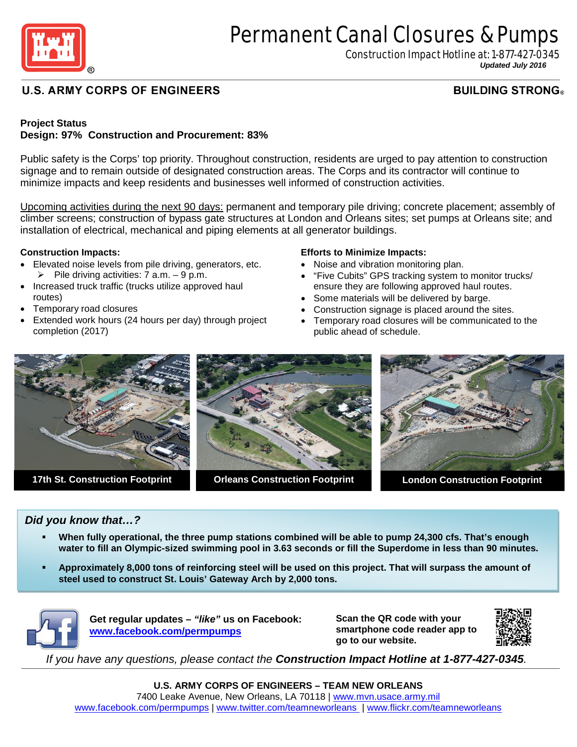# Permanent Canal Closures & Pumps

Construction Impact Hotline at: 1-877-427-0345

*Updated July 2016*

**U.S. ARMY CORPS OF ENGINEERS** **BUILDING STRONG®**

**Project Status**
**Design: 97% Construction and Procurement: 83%**

Public safety is the Corps' top priority. Throughout construction, residents are urged to pay attention to construction signage and to remain outside of designated construction areas. The Corps and its contractor will continue to minimize impacts and keep residents and businesses well informed of construction activities.

Upcoming activities during the next 90 days: permanent and temporary pile driving; concrete placement; assembly of climber screens; construction of bypass gate structures at London and Orleans sites; set pumps at Orleans site; and installation of electrical, mechanical and piping elements at all generator buildings.

**Construction Impacts:**

- Elevated noise levels from pile driving, generators, etc.
  - Pile driving activities: 7 a.m. – 9 p.m.
- Increased truck traffic (trucks utilize approved haul routes)
- Temporary road closures
- Extended work hours (24 hours per day) through project completion (2017)

**Efforts to Minimize Impacts:**

- Noise and vibration monitoring plan.
- "Five Cubits" GPS tracking system to monitor trucks/ ensure they are following approved haul routes.
- Some materials will be delivered by barge.
- Construction signage is placed around the sites.
- Temporary road closures will be communicated to the public ahead of schedule.

**17th St. Construction Footprint**

**Orleans Construction Footprint**

**London Construction Footprint**

### *Did you know that…?*

- **When fully operational, the three pump stations combined will be able to pump 24,300 cfs. That's enough water to fill an Olympic-sized swimming pool in 3.63 seconds or fill the Superdome in less than 90 minutes.**
- **Approximately 8,000 tons of reinforcing steel will be used on this project. That will surpass the amount of steel used to construct St. Louis' Gateway Arch by 2,000 tons.**

**Get regular updates – *"like"* us on Facebook: www.facebook.com/permpumps**

**Scan the QR code with your smartphone code reader app to go to our website.**

*If you have any questions, please contact the* ***Construction Impact Hotline at 1-877-427-0345****.*

**U.S. ARMY CORPS OF ENGINEERS – TEAM NEW ORLEANS**
7400 Leake Avenue, New Orleans, LA 70118 | www.mvn.usace.army.mil
www.facebook.com/permpumps | www.twitter.com/teamneworleans | www.flickr.com/teamneworleans